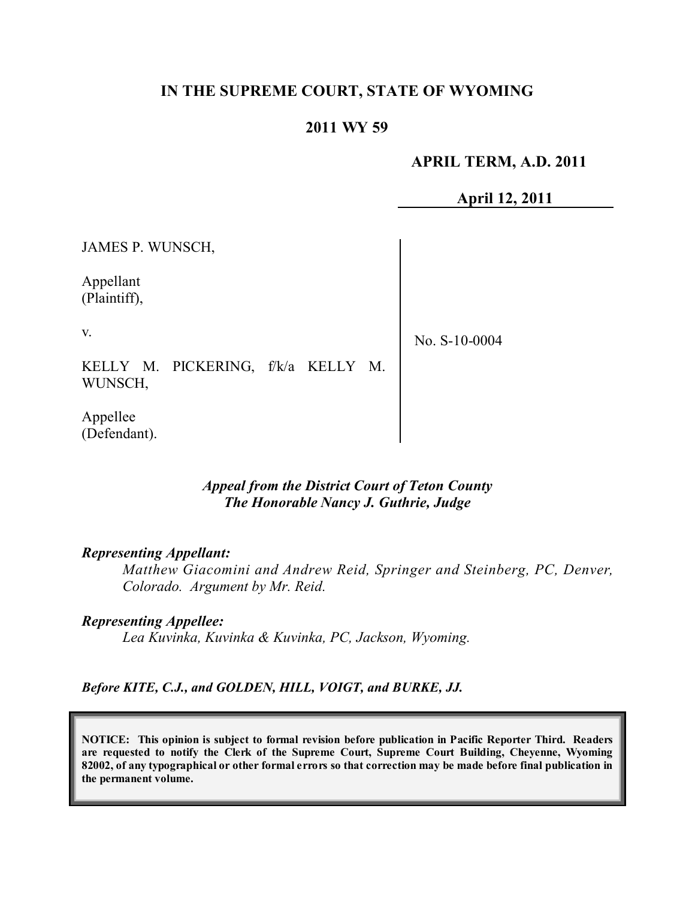# IN THE SUPREME COURT, STATE OF WYOMING

## 2011 WY 59

**APRIL TERM, A.D. 2011**

**April 12, 2011**

| | |
|---|---|
| JAMES P. WUNSCH,<br><br>Appellant<br>(Plaintiff),<br><br>v.<br><br>KELLY M. PICKERING, f/k/a KELLY M. WUNSCH,<br><br>Appellee<br>(Defendant). | No. S-10-0004 |

*Appeal from the District Court of Teton County*
*The Honorable Nancy J. Guthrie, Judge*

***Representing Appellant:***

*Matthew Giacomini and Andrew Reid, Springer and Steinberg, PC, Denver, Colorado. Argument by Mr. Reid.*

***Representing Appellee:***

*Lea Kuvinka, Kuvinka & Kuvinka, PC, Jackson, Wyoming.*

***Before KITE, C.J., and GOLDEN, HILL, VOIGT, and BURKE, JJ.***

**NOTICE: This opinion is subject to formal revision before publication in Pacific Reporter Third. Readers are requested to notify the Clerk of the Supreme Court, Supreme Court Building, Cheyenne, Wyoming 82002, of any typographical or other formal errors so that correction may be made before final publication in the permanent volume.**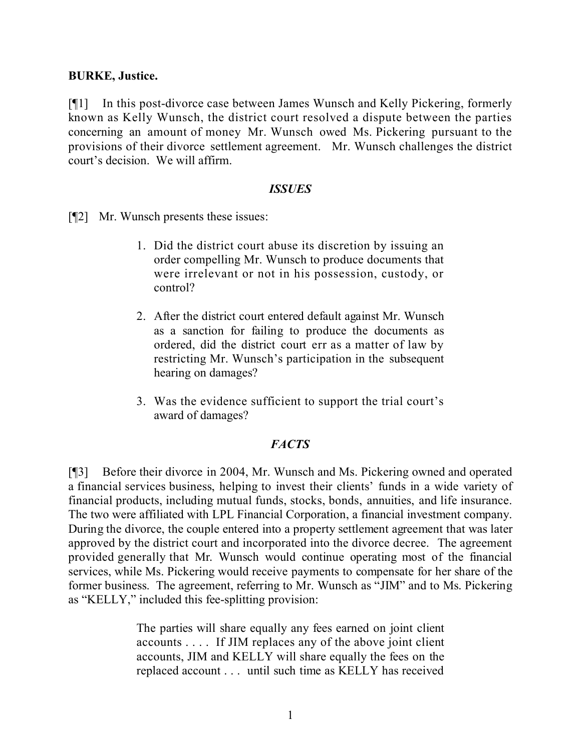**BURKE, Justice.**

[¶1] In this post-divorce case between James Wunsch and Kelly Pickering, formerly known as Kelly Wunsch, the district court resolved a dispute between the parties concerning an amount of money Mr. Wunsch owed Ms. Pickering pursuant to the provisions of their divorce settlement agreement. Mr. Wunsch challenges the district court's decision. We will affirm.

## *ISSUES*

[¶2] Mr. Wunsch presents these issues:

> 1. Did the district court abuse its discretion by issuing an order compelling Mr. Wunsch to produce documents that were irrelevant or not in his possession, custody, or control?
>
> 2. After the district court entered default against Mr. Wunsch as a sanction for failing to produce the documents as ordered, did the district court err as a matter of law by restricting Mr. Wunsch's participation in the subsequent hearing on damages?
>
> 3. Was the evidence sufficient to support the trial court's award of damages?

## *FACTS*

[¶3] Before their divorce in 2004, Mr. Wunsch and Ms. Pickering owned and operated a financial services business, helping to invest their clients' funds in a wide variety of financial products, including mutual funds, stocks, bonds, annuities, and life insurance. The two were affiliated with LPL Financial Corporation, a financial investment company. During the divorce, the couple entered into a property settlement agreement that was later approved by the district court and incorporated into the divorce decree. The agreement provided generally that Mr. Wunsch would continue operating most of the financial services, while Ms. Pickering would receive payments to compensate for her share of the former business. The agreement, referring to Mr. Wunsch as "JIM" and to Ms. Pickering as "KELLY," included this fee-splitting provision:

> The parties will share equally any fees earned on joint client accounts . . . . If JIM replaces any of the above joint client accounts, JIM and KELLY will share equally the fees on the replaced account . . . until such time as KELLY has received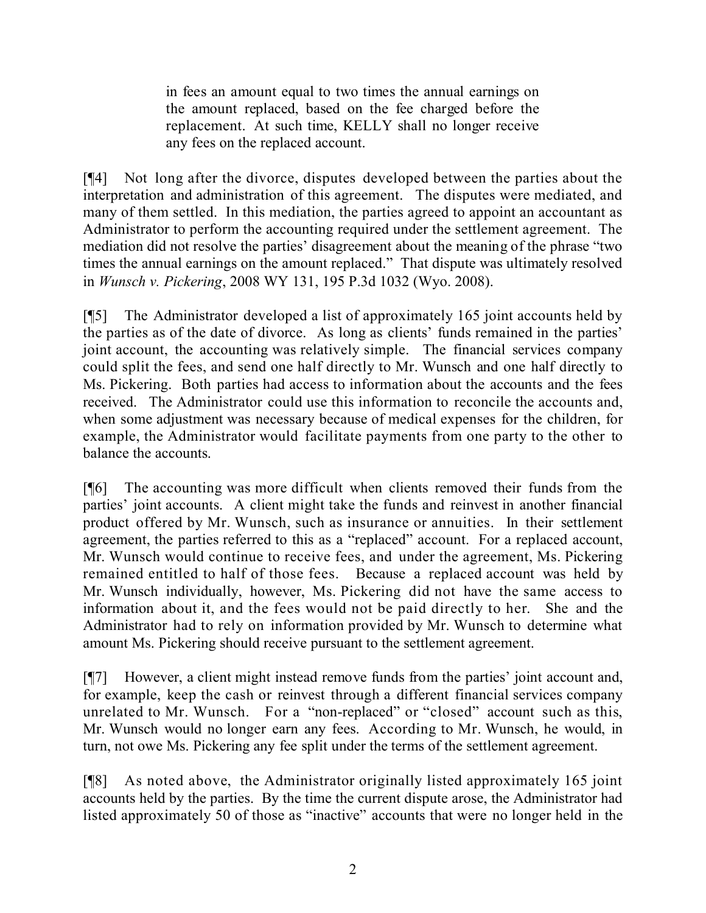> in fees an amount equal to two times the annual earnings on the amount replaced, based on the fee charged before the replacement. At such time, KELLY shall no longer receive any fees on the replaced account.

[¶4] Not long after the divorce, disputes developed between the parties about the interpretation and administration of this agreement. The disputes were mediated, and many of them settled. In this mediation, the parties agreed to appoint an accountant as Administrator to perform the accounting required under the settlement agreement. The mediation did not resolve the parties' disagreement about the meaning of the phrase "two times the annual earnings on the amount replaced." That dispute was ultimately resolved in *Wunsch v. Pickering*, 2008 WY 131, 195 P.3d 1032 (Wyo. 2008).

[¶5] The Administrator developed a list of approximately 165 joint accounts held by the parties as of the date of divorce. As long as clients' funds remained in the parties' joint account, the accounting was relatively simple. The financial services company could split the fees, and send one half directly to Mr. Wunsch and one half directly to Ms. Pickering. Both parties had access to information about the accounts and the fees received. The Administrator could use this information to reconcile the accounts and, when some adjustment was necessary because of medical expenses for the children, for example, the Administrator would facilitate payments from one party to the other to balance the accounts.

[¶6] The accounting was more difficult when clients removed their funds from the parties' joint accounts. A client might take the funds and reinvest in another financial product offered by Mr. Wunsch, such as insurance or annuities. In their settlement agreement, the parties referred to this as a "replaced" account. For a replaced account, Mr. Wunsch would continue to receive fees, and under the agreement, Ms. Pickering remained entitled to half of those fees. Because a replaced account was held by Mr. Wunsch individually, however, Ms. Pickering did not have the same access to information about it, and the fees would not be paid directly to her. She and the Administrator had to rely on information provided by Mr. Wunsch to determine what amount Ms. Pickering should receive pursuant to the settlement agreement.

[¶7] However, a client might instead remove funds from the parties' joint account and, for example, keep the cash or reinvest through a different financial services company unrelated to Mr. Wunsch. For a "non-replaced" or "closed" account such as this, Mr. Wunsch would no longer earn any fees. According to Mr. Wunsch, he would, in turn, not owe Ms. Pickering any fee split under the terms of the settlement agreement.

[¶8] As noted above, the Administrator originally listed approximately 165 joint accounts held by the parties. By the time the current dispute arose, the Administrator had listed approximately 50 of those as "inactive" accounts that were no longer held in the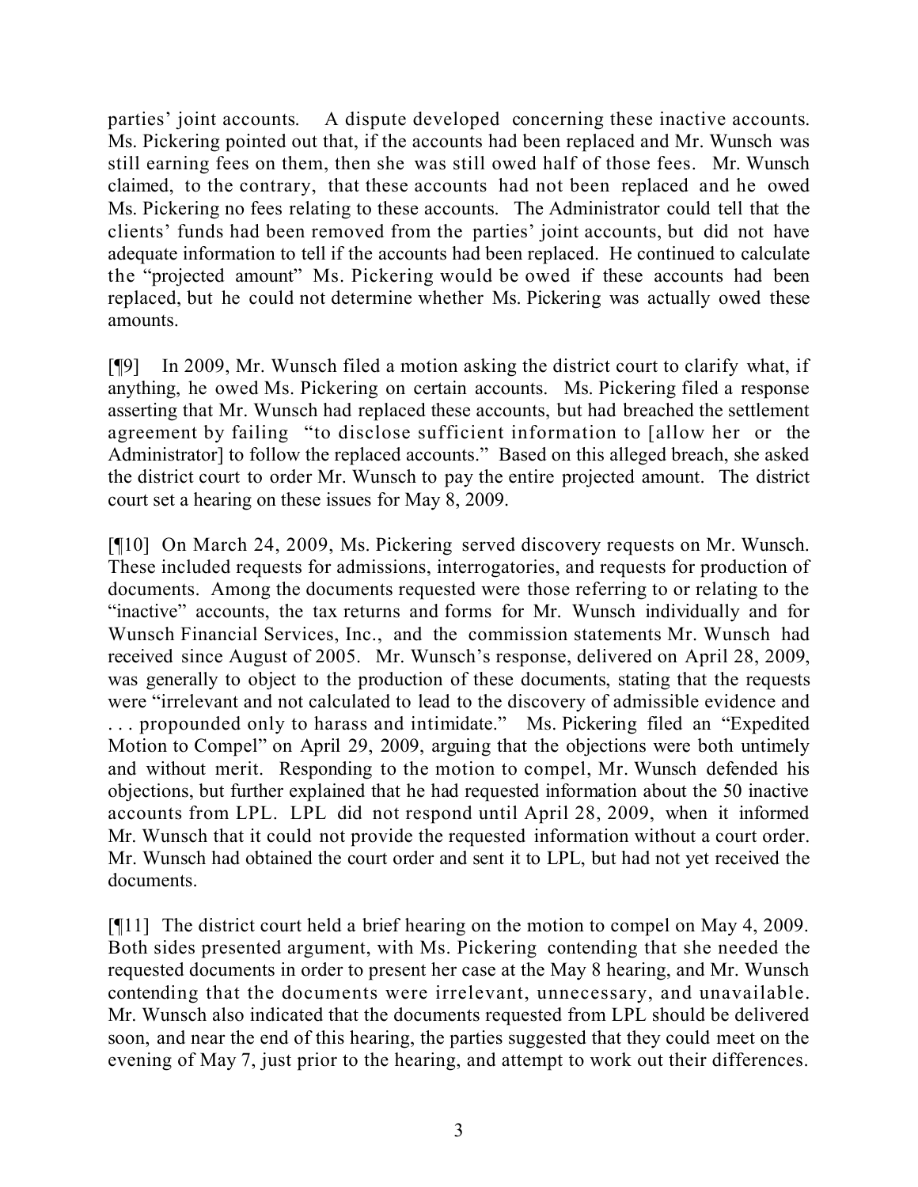parties' joint accounts. A dispute developed concerning these inactive accounts. Ms. Pickering pointed out that, if the accounts had been replaced and Mr. Wunsch was still earning fees on them, then she was still owed half of those fees. Mr. Wunsch claimed, to the contrary, that these accounts had not been replaced and he owed Ms. Pickering no fees relating to these accounts. The Administrator could tell that the clients' funds had been removed from the parties' joint accounts, but did not have adequate information to tell if the accounts had been replaced. He continued to calculate the "projected amount" Ms. Pickering would be owed if these accounts had been replaced, but he could not determine whether Ms. Pickering was actually owed these amounts.

[¶9] In 2009, Mr. Wunsch filed a motion asking the district court to clarify what, if anything, he owed Ms. Pickering on certain accounts. Ms. Pickering filed a response asserting that Mr. Wunsch had replaced these accounts, but had breached the settlement agreement by failing "to disclose sufficient information to [allow her or the Administrator] to follow the replaced accounts." Based on this alleged breach, she asked the district court to order Mr. Wunsch to pay the entire projected amount. The district court set a hearing on these issues for May 8, 2009.

[¶10] On March 24, 2009, Ms. Pickering served discovery requests on Mr. Wunsch. These included requests for admissions, interrogatories, and requests for production of documents. Among the documents requested were those referring to or relating to the "inactive" accounts, the tax returns and forms for Mr. Wunsch individually and for Wunsch Financial Services, Inc., and the commission statements Mr. Wunsch had received since August of 2005. Mr. Wunsch's response, delivered on April 28, 2009, was generally to object to the production of these documents, stating that the requests were "irrelevant and not calculated to lead to the discovery of admissible evidence and . . . propounded only to harass and intimidate." Ms. Pickering filed an "Expedited Motion to Compel" on April 29, 2009, arguing that the objections were both untimely and without merit. Responding to the motion to compel, Mr. Wunsch defended his objections, but further explained that he had requested information about the 50 inactive accounts from LPL. LPL did not respond until April 28, 2009, when it informed Mr. Wunsch that it could not provide the requested information without a court order. Mr. Wunsch had obtained the court order and sent it to LPL, but had not yet received the documents.

[¶11] The district court held a brief hearing on the motion to compel on May 4, 2009. Both sides presented argument, with Ms. Pickering contending that she needed the requested documents in order to present her case at the May 8 hearing, and Mr. Wunsch contending that the documents were irrelevant, unnecessary, and unavailable. Mr. Wunsch also indicated that the documents requested from LPL should be delivered soon, and near the end of this hearing, the parties suggested that they could meet on the evening of May 7, just prior to the hearing, and attempt to work out their differences.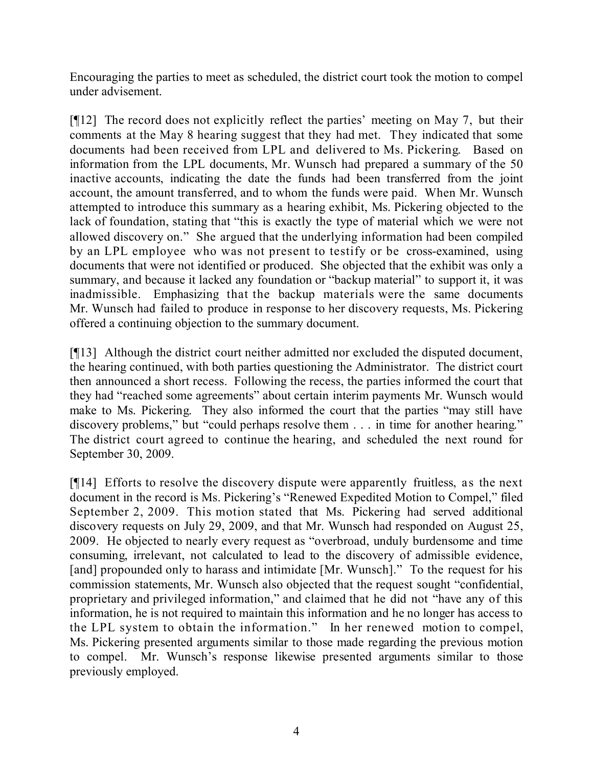Encouraging the parties to meet as scheduled, the district court took the motion to compel under advisement.

[¶12] The record does not explicitly reflect the parties' meeting on May 7, but their comments at the May 8 hearing suggest that they had met. They indicated that some documents had been received from LPL and delivered to Ms. Pickering. Based on information from the LPL documents, Mr. Wunsch had prepared a summary of the 50 inactive accounts, indicating the date the funds had been transferred from the joint account, the amount transferred, and to whom the funds were paid. When Mr. Wunsch attempted to introduce this summary as a hearing exhibit, Ms. Pickering objected to the lack of foundation, stating that "this is exactly the type of material which we were not allowed discovery on." She argued that the underlying information had been compiled by an LPL employee who was not present to testify or be cross-examined, using documents that were not identified or produced. She objected that the exhibit was only a summary, and because it lacked any foundation or "backup material" to support it, it was inadmissible. Emphasizing that the backup materials were the same documents Mr. Wunsch had failed to produce in response to her discovery requests, Ms. Pickering offered a continuing objection to the summary document.

[¶13] Although the district court neither admitted nor excluded the disputed document, the hearing continued, with both parties questioning the Administrator. The district court then announced a short recess. Following the recess, the parties informed the court that they had "reached some agreements" about certain interim payments Mr. Wunsch would make to Ms. Pickering. They also informed the court that the parties "may still have discovery problems," but "could perhaps resolve them . . . in time for another hearing." The district court agreed to continue the hearing, and scheduled the next round for September 30, 2009.

[¶14] Efforts to resolve the discovery dispute were apparently fruitless, as the next document in the record is Ms. Pickering's "Renewed Expedited Motion to Compel," filed September 2, 2009. This motion stated that Ms. Pickering had served additional discovery requests on July 29, 2009, and that Mr. Wunsch had responded on August 25, 2009. He objected to nearly every request as "overbroad, unduly burdensome and time consuming, irrelevant, not calculated to lead to the discovery of admissible evidence, [and] propounded only to harass and intimidate [Mr. Wunsch]." To the request for his commission statements, Mr. Wunsch also objected that the request sought "confidential, proprietary and privileged information," and claimed that he did not "have any of this information, he is not required to maintain this information and he no longer has access to the LPL system to obtain the information." In her renewed motion to compel, Ms. Pickering presented arguments similar to those made regarding the previous motion to compel. Mr. Wunsch's response likewise presented arguments similar to those previously employed.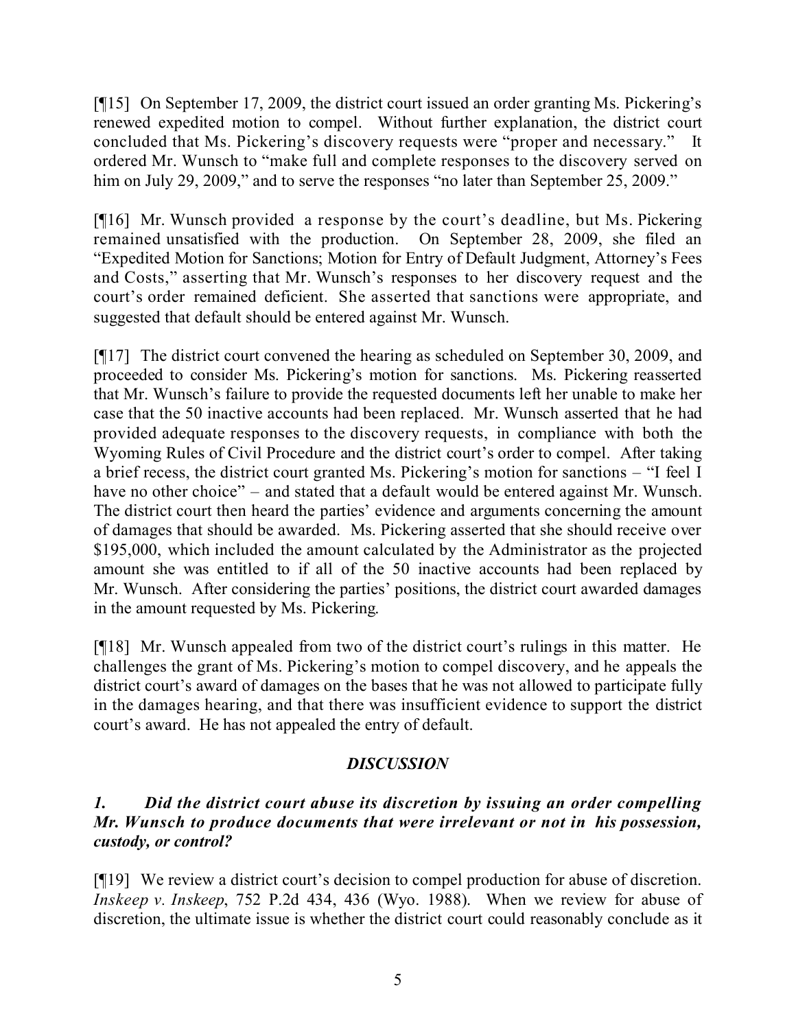[¶15] On September 17, 2009, the district court issued an order granting Ms. Pickering's renewed expedited motion to compel. Without further explanation, the district court concluded that Ms. Pickering's discovery requests were "proper and necessary." It ordered Mr. Wunsch to "make full and complete responses to the discovery served on him on July 29, 2009," and to serve the responses "no later than September 25, 2009."

[¶16] Mr. Wunsch provided a response by the court's deadline, but Ms. Pickering remained unsatisfied with the production. On September 28, 2009, she filed an "Expedited Motion for Sanctions; Motion for Entry of Default Judgment, Attorney's Fees and Costs," asserting that Mr. Wunsch's responses to her discovery request and the court's order remained deficient. She asserted that sanctions were appropriate, and suggested that default should be entered against Mr. Wunsch.

[¶17] The district court convened the hearing as scheduled on September 30, 2009, and proceeded to consider Ms. Pickering's motion for sanctions. Ms. Pickering reasserted that Mr. Wunsch's failure to provide the requested documents left her unable to make her case that the 50 inactive accounts had been replaced. Mr. Wunsch asserted that he had provided adequate responses to the discovery requests, in compliance with both the Wyoming Rules of Civil Procedure and the district court's order to compel. After taking a brief recess, the district court granted Ms. Pickering's motion for sanctions – "I feel I have no other choice" – and stated that a default would be entered against Mr. Wunsch. The district court then heard the parties' evidence and arguments concerning the amount of damages that should be awarded. Ms. Pickering asserted that she should receive over \$195,000, which included the amount calculated by the Administrator as the projected amount she was entitled to if all of the 50 inactive accounts had been replaced by Mr. Wunsch. After considering the parties' positions, the district court awarded damages in the amount requested by Ms. Pickering.

[¶18] Mr. Wunsch appealed from two of the district court's rulings in this matter. He challenges the grant of Ms. Pickering's motion to compel discovery, and he appeals the district court's award of damages on the bases that he was not allowed to participate fully in the damages hearing, and that there was insufficient evidence to support the district court's award. He has not appealed the entry of default.

## *DISCUSSION*

### *1. Did the district court abuse its discretion by issuing an order compelling Mr. Wunsch to produce documents that were irrelevant or not in his possession, custody, or control?*

[¶19] We review a district court's decision to compel production for abuse of discretion. *Inskeep v. Inskeep*, 752 P.2d 434, 436 (Wyo. 1988). When we review for abuse of discretion, the ultimate issue is whether the district court could reasonably conclude as it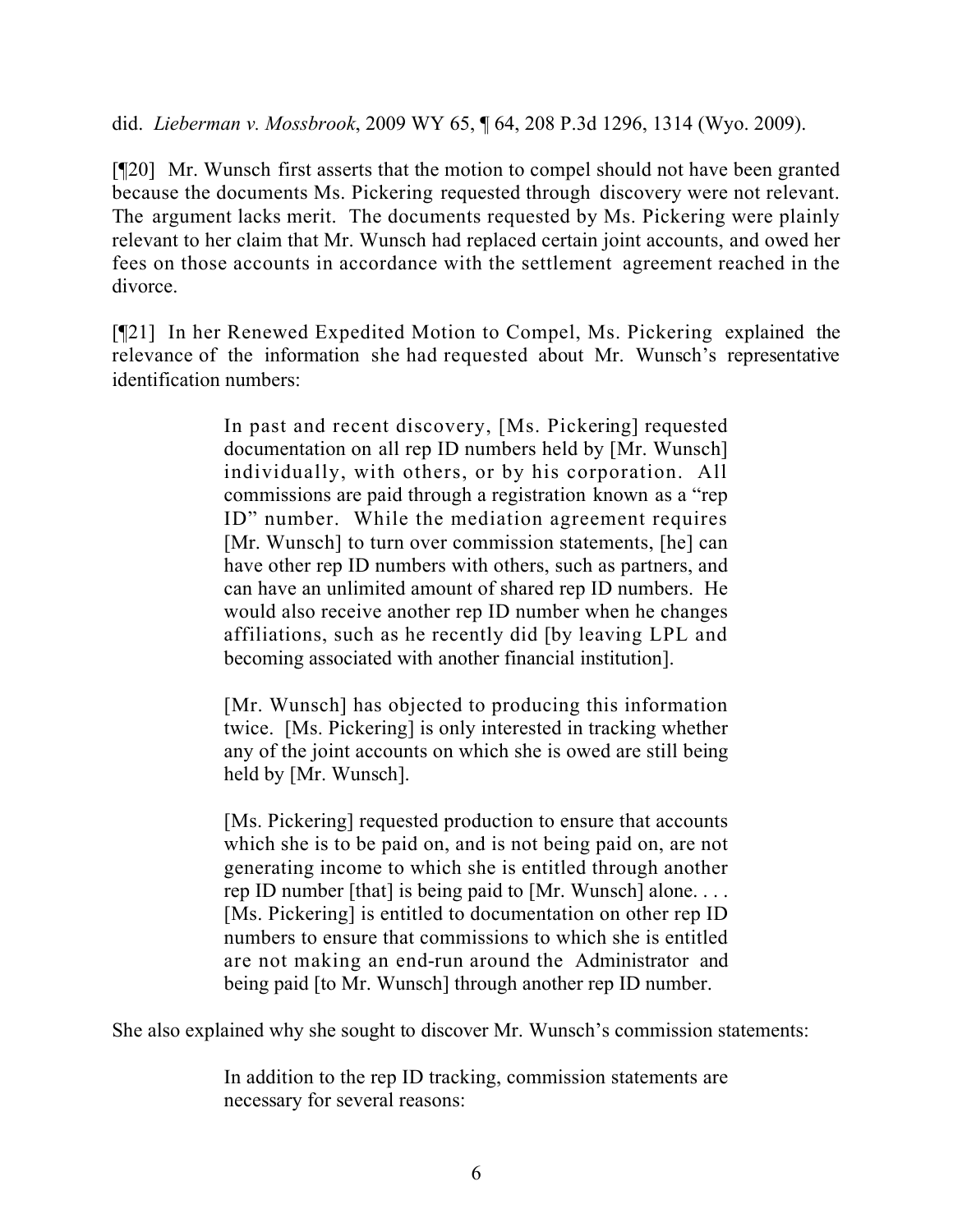did. *Lieberman v. Mossbrook*, 2009 WY 65, ¶ 64, 208 P.3d 1296, 1314 (Wyo. 2009).

[¶20] Mr. Wunsch first asserts that the motion to compel should not have been granted because the documents Ms. Pickering requested through discovery were not relevant. The argument lacks merit. The documents requested by Ms. Pickering were plainly relevant to her claim that Mr. Wunsch had replaced certain joint accounts, and owed her fees on those accounts in accordance with the settlement agreement reached in the divorce.

[¶21] In her Renewed Expedited Motion to Compel, Ms. Pickering explained the relevance of the information she had requested about Mr. Wunsch's representative identification numbers:

> In past and recent discovery, [Ms. Pickering] requested documentation on all rep ID numbers held by [Mr. Wunsch] individually, with others, or by his corporation. All commissions are paid through a registration known as a "rep ID" number. While the mediation agreement requires [Mr. Wunsch] to turn over commission statements, [he] can have other rep ID numbers with others, such as partners, and can have an unlimited amount of shared rep ID numbers. He would also receive another rep ID number when he changes affiliations, such as he recently did [by leaving LPL and becoming associated with another financial institution].
>
> [Mr. Wunsch] has objected to producing this information twice. [Ms. Pickering] is only interested in tracking whether any of the joint accounts on which she is owed are still being held by [Mr. Wunsch].
>
> [Ms. Pickering] requested production to ensure that accounts which she is to be paid on, and is not being paid on, are not generating income to which she is entitled through another rep ID number [that] is being paid to [Mr. Wunsch] alone. . . . [Ms. Pickering] is entitled to documentation on other rep ID numbers to ensure that commissions to which she is entitled are not making an end-run around the Administrator and being paid [to Mr. Wunsch] through another rep ID number.

She also explained why she sought to discover Mr. Wunsch's commission statements:

> In addition to the rep ID tracking, commission statements are necessary for several reasons: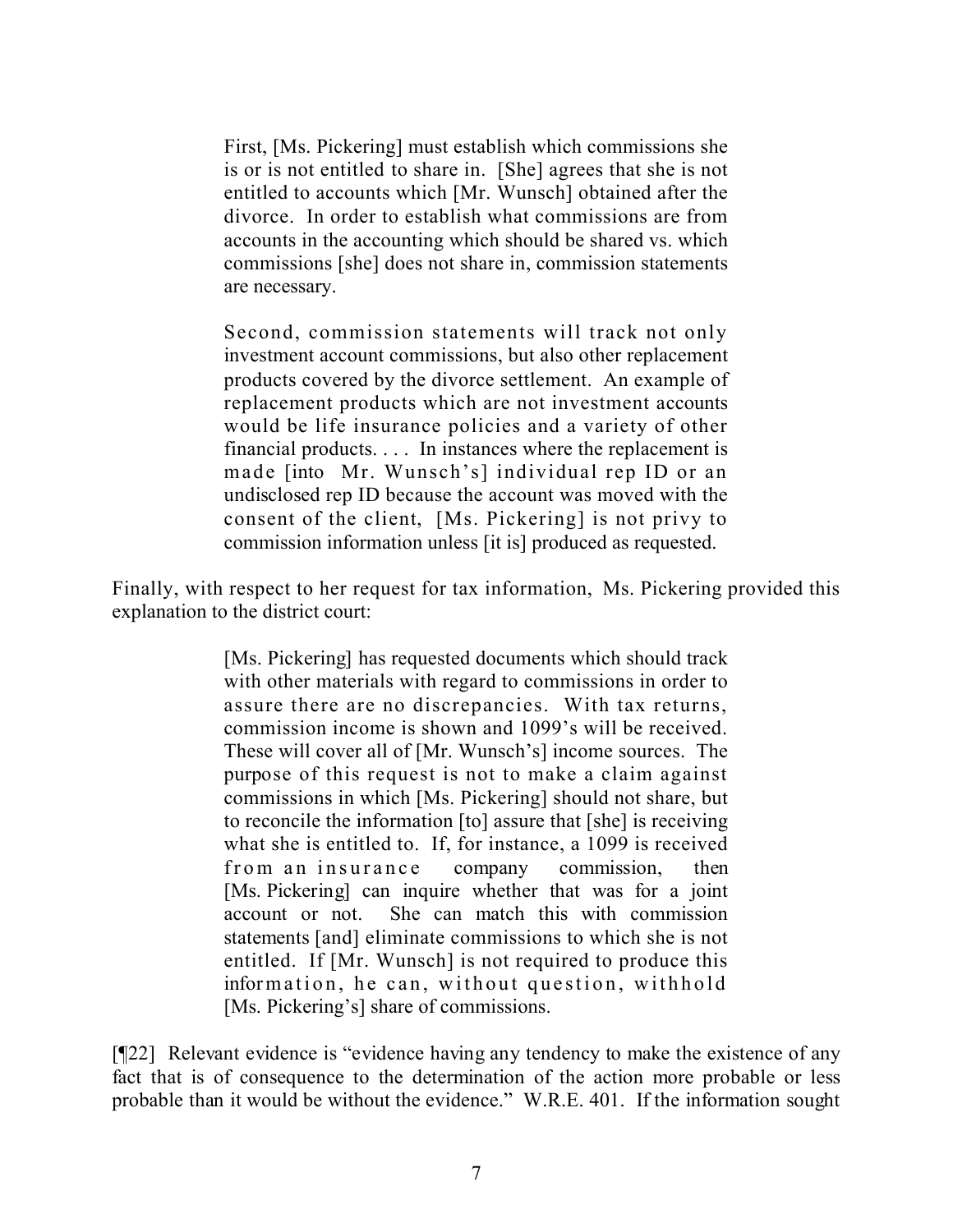> First, [Ms. Pickering] must establish which commissions she is or is not entitled to share in. [She] agrees that she is not entitled to accounts which [Mr. Wunsch] obtained after the divorce. In order to establish what commissions are from accounts in the accounting which should be shared vs. which commissions [she] does not share in, commission statements are necessary.
>
> Second, commission statements will track not only investment account commissions, but also other replacement products covered by the divorce settlement. An example of replacement products which are not investment accounts would be life insurance policies and a variety of other financial products. . . . In instances where the replacement is made [into Mr. Wunsch's] individual rep ID or an undisclosed rep ID because the account was moved with the consent of the client, [Ms. Pickering] is not privy to commission information unless [it is] produced as requested.

Finally, with respect to her request for tax information, Ms. Pickering provided this explanation to the district court:

> [Ms. Pickering] has requested documents which should track with other materials with regard to commissions in order to assure there are no discrepancies. With tax returns, commission income is shown and 1099's will be received. These will cover all of [Mr. Wunsch's] income sources. The purpose of this request is not to make a claim against commissions in which [Ms. Pickering] should not share, but to reconcile the information [to] assure that [she] is receiving what she is entitled to. If, for instance, a 1099 is received from an insurance company commission, then [Ms. Pickering] can inquire whether that was for a joint account or not. She can match this with commission statements [and] eliminate commissions to which she is not entitled. If [Mr. Wunsch] is not required to produce this information, he can, without question, withhold [Ms. Pickering's] share of commissions.

[¶22] Relevant evidence is "evidence having any tendency to make the existence of any fact that is of consequence to the determination of the action more probable or less probable than it would be without the evidence." W.R.E. 401. If the information sought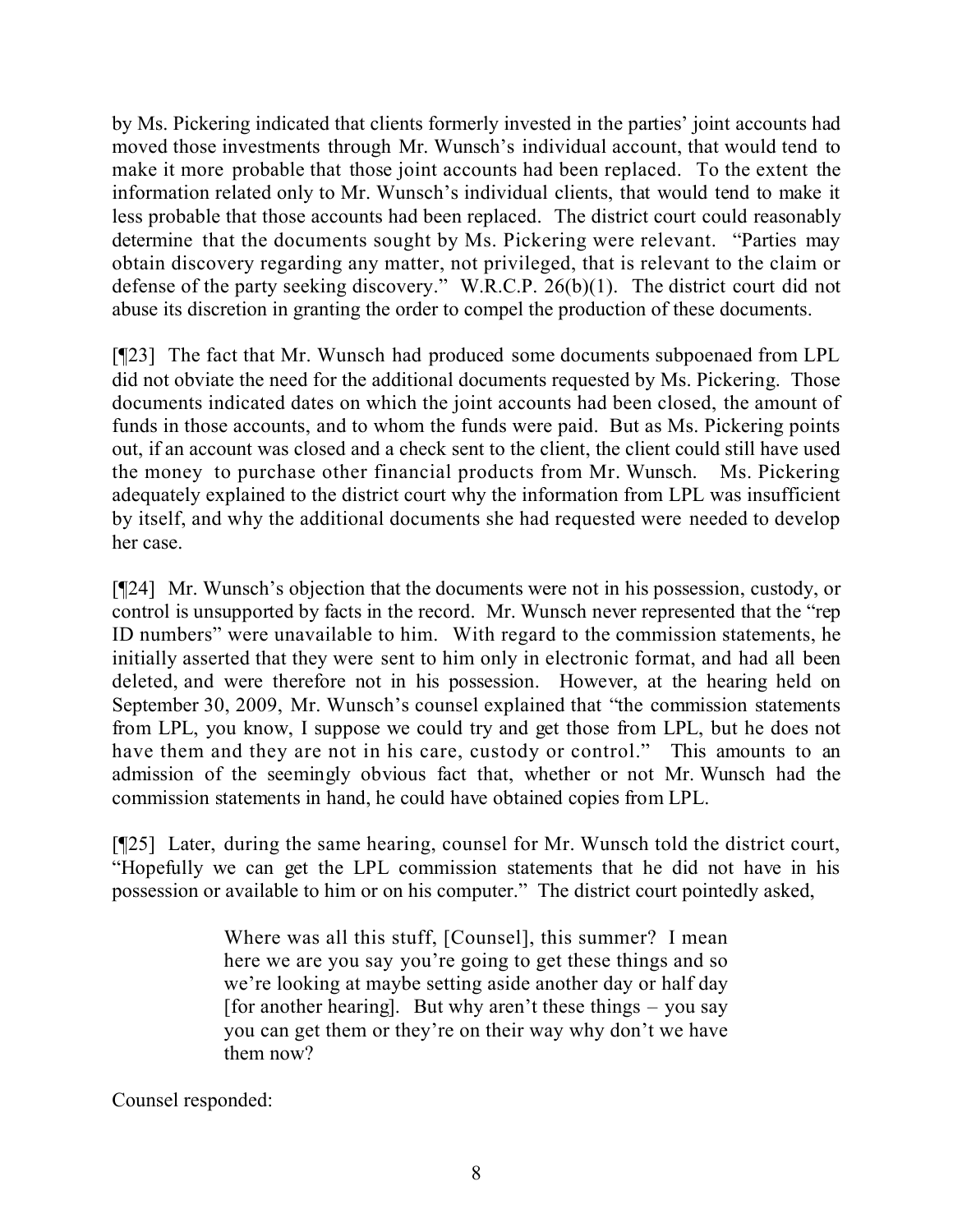by Ms. Pickering indicated that clients formerly invested in the parties' joint accounts had moved those investments through Mr. Wunsch's individual account, that would tend to make it more probable that those joint accounts had been replaced. To the extent the information related only to Mr. Wunsch's individual clients, that would tend to make it less probable that those accounts had been replaced. The district court could reasonably determine that the documents sought by Ms. Pickering were relevant. "Parties may obtain discovery regarding any matter, not privileged, that is relevant to the claim or defense of the party seeking discovery." W.R.C.P. 26(b)(1). The district court did not abuse its discretion in granting the order to compel the production of these documents.

[¶23] The fact that Mr. Wunsch had produced some documents subpoenaed from LPL did not obviate the need for the additional documents requested by Ms. Pickering. Those documents indicated dates on which the joint accounts had been closed, the amount of funds in those accounts, and to whom the funds were paid. But as Ms. Pickering points out, if an account was closed and a check sent to the client, the client could still have used the money to purchase other financial products from Mr. Wunsch. Ms. Pickering adequately explained to the district court why the information from LPL was insufficient by itself, and why the additional documents she had requested were needed to develop her case.

[¶24] Mr. Wunsch's objection that the documents were not in his possession, custody, or control is unsupported by facts in the record. Mr. Wunsch never represented that the "rep ID numbers" were unavailable to him. With regard to the commission statements, he initially asserted that they were sent to him only in electronic format, and had all been deleted, and were therefore not in his possession. However, at the hearing held on September 30, 2009, Mr. Wunsch's counsel explained that "the commission statements from LPL, you know, I suppose we could try and get those from LPL, but he does not have them and they are not in his care, custody or control." This amounts to an admission of the seemingly obvious fact that, whether or not Mr. Wunsch had the commission statements in hand, he could have obtained copies from LPL.

[¶25] Later, during the same hearing, counsel for Mr. Wunsch told the district court, "Hopefully we can get the LPL commission statements that he did not have in his possession or available to him or on his computer." The district court pointedly asked,

> Where was all this stuff, [Counsel], this summer? I mean here we are you say you're going to get these things and so we're looking at maybe setting aside another day or half day [for another hearing]. But why aren't these things – you say you can get them or they're on their way why don't we have them now?

Counsel responded: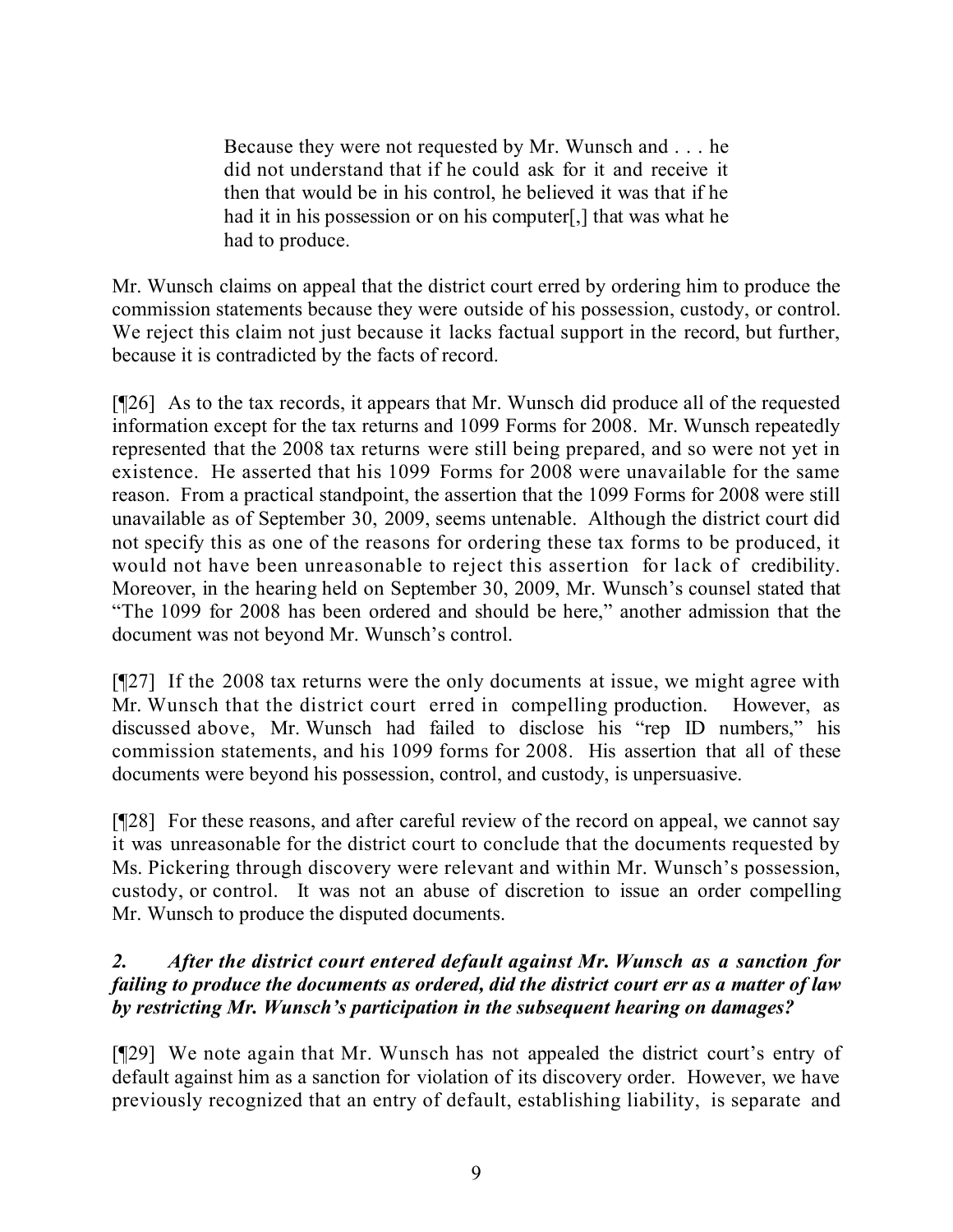> Because they were not requested by Mr. Wunsch and . . . he did not understand that if he could ask for it and receive it then that would be in his control, he believed it was that if he had it in his possession or on his computer[,] that was what he had to produce.

Mr. Wunsch claims on appeal that the district court erred by ordering him to produce the commission statements because they were outside of his possession, custody, or control. We reject this claim not just because it lacks factual support in the record, but further, because it is contradicted by the facts of record.

[¶26] As to the tax records, it appears that Mr. Wunsch did produce all of the requested information except for the tax returns and 1099 Forms for 2008. Mr. Wunsch repeatedly represented that the 2008 tax returns were still being prepared, and so were not yet in existence. He asserted that his 1099 Forms for 2008 were unavailable for the same reason. From a practical standpoint, the assertion that the 1099 Forms for 2008 were still unavailable as of September 30, 2009, seems untenable. Although the district court did not specify this as one of the reasons for ordering these tax forms to be produced, it would not have been unreasonable to reject this assertion for lack of credibility. Moreover, in the hearing held on September 30, 2009, Mr. Wunsch's counsel stated that "The 1099 for 2008 has been ordered and should be here," another admission that the document was not beyond Mr. Wunsch's control.

[¶27] If the 2008 tax returns were the only documents at issue, we might agree with Mr. Wunsch that the district court erred in compelling production. However, as discussed above, Mr. Wunsch had failed to disclose his "rep ID numbers," his commission statements, and his 1099 forms for 2008. His assertion that all of these documents were beyond his possession, control, and custody, is unpersuasive.

[¶28] For these reasons, and after careful review of the record on appeal, we cannot say it was unreasonable for the district court to conclude that the documents requested by Ms. Pickering through discovery were relevant and within Mr. Wunsch's possession, custody, or control. It was not an abuse of discretion to issue an order compelling Mr. Wunsch to produce the disputed documents.

***2. After the district court entered default against Mr. Wunsch as a sanction for failing to produce the documents as ordered, did the district court err as a matter of law by restricting Mr. Wunsch's participation in the subsequent hearing on damages?***

[¶29] We note again that Mr. Wunsch has not appealed the district court's entry of default against him as a sanction for violation of its discovery order. However, we have previously recognized that an entry of default, establishing liability, is separate and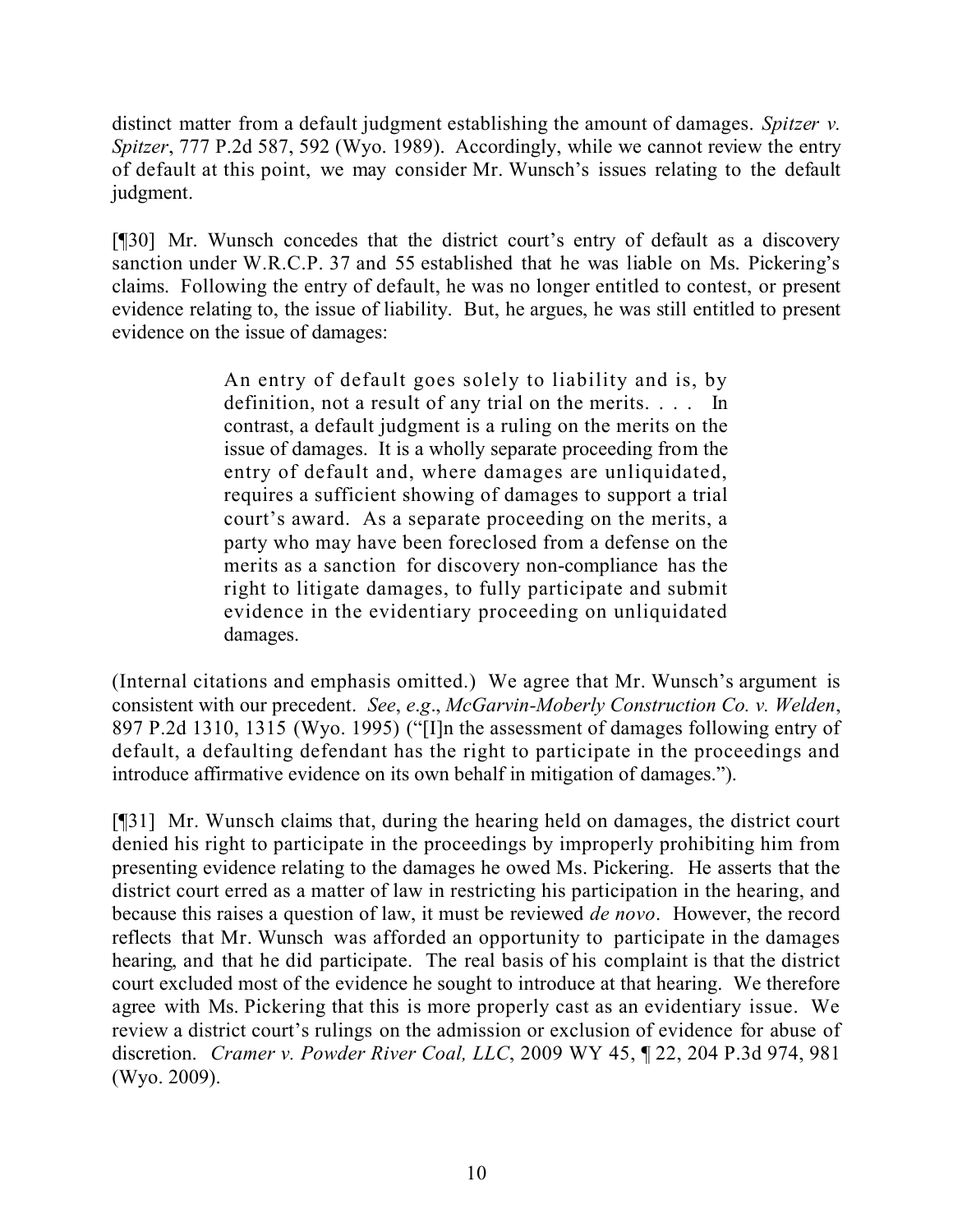distinct matter from a default judgment establishing the amount of damages. *Spitzer v. Spitzer*, 777 P.2d 587, 592 (Wyo. 1989). Accordingly, while we cannot review the entry of default at this point, we may consider Mr. Wunsch's issues relating to the default judgment.

[¶30] Mr. Wunsch concedes that the district court's entry of default as a discovery sanction under W.R.C.P. 37 and 55 established that he was liable on Ms. Pickering's claims. Following the entry of default, he was no longer entitled to contest, or present evidence relating to, the issue of liability. But, he argues, he was still entitled to present evidence on the issue of damages:

> An entry of default goes solely to liability and is, by definition, not a result of any trial on the merits. . . . In contrast, a default judgment is a ruling on the merits on the issue of damages. It is a wholly separate proceeding from the entry of default and, where damages are unliquidated, requires a sufficient showing of damages to support a trial court's award. As a separate proceeding on the merits, a party who may have been foreclosed from a defense on the merits as a sanction for discovery non-compliance has the right to litigate damages, to fully participate and submit evidence in the evidentiary proceeding on unliquidated damages.

(Internal citations and emphasis omitted.) We agree that Mr. Wunsch's argument is consistent with our precedent. *See*, *e.g*., *McGarvin-Moberly Construction Co. v. Welden*, 897 P.2d 1310, 1315 (Wyo. 1995) ("[I]n the assessment of damages following entry of default, a defaulting defendant has the right to participate in the proceedings and introduce affirmative evidence on its own behalf in mitigation of damages.").

[¶31] Mr. Wunsch claims that, during the hearing held on damages, the district court denied his right to participate in the proceedings by improperly prohibiting him from presenting evidence relating to the damages he owed Ms. Pickering. He asserts that the district court erred as a matter of law in restricting his participation in the hearing, and because this raises a question of law, it must be reviewed *de novo*. However, the record reflects that Mr. Wunsch was afforded an opportunity to participate in the damages hearing, and that he did participate. The real basis of his complaint is that the district court excluded most of the evidence he sought to introduce at that hearing. We therefore agree with Ms. Pickering that this is more properly cast as an evidentiary issue. We review a district court's rulings on the admission or exclusion of evidence for abuse of discretion. *Cramer v. Powder River Coal, LLC*, 2009 WY 45, ¶ 22, 204 P.3d 974, 981 (Wyo. 2009).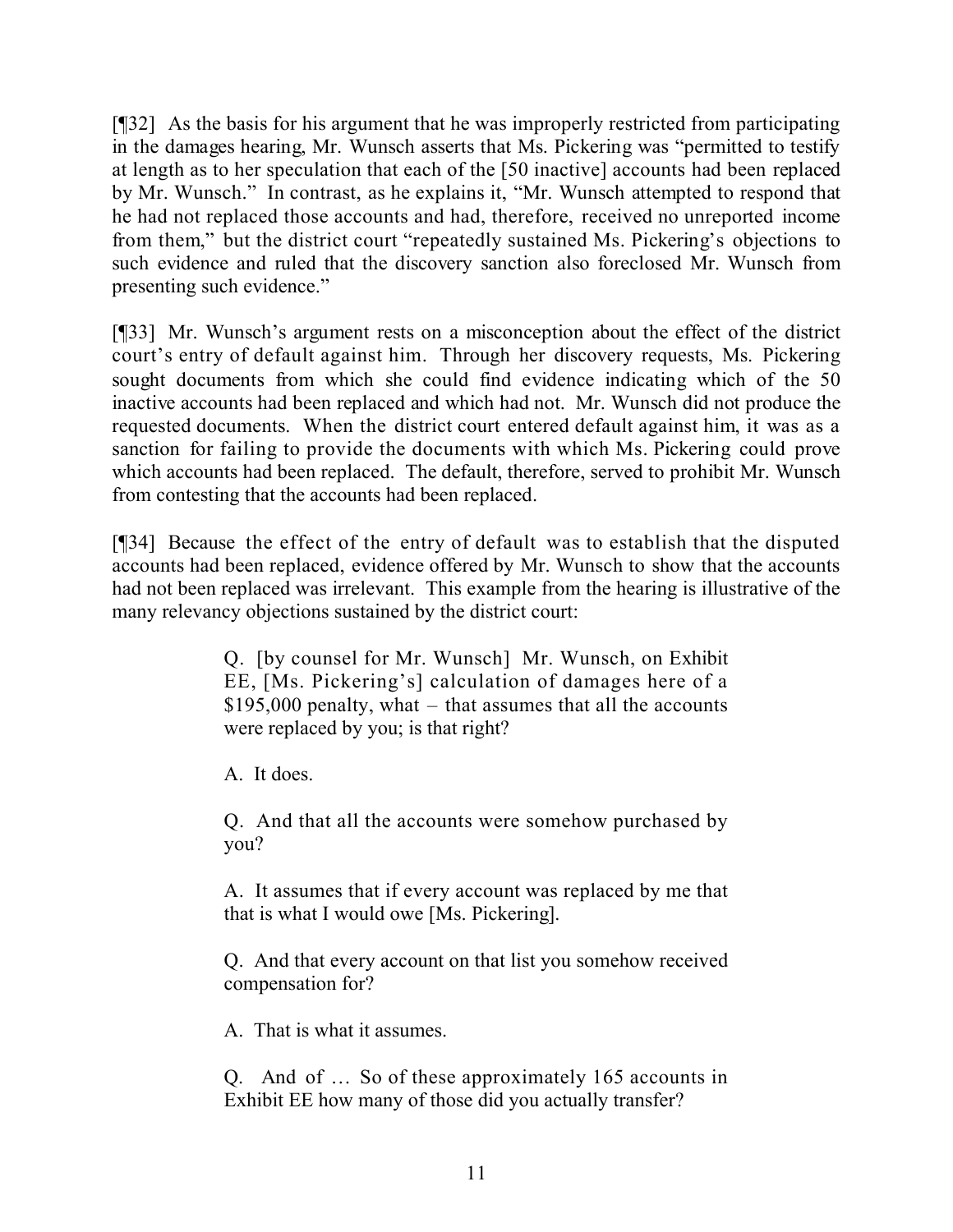[¶32] As the basis for his argument that he was improperly restricted from participating in the damages hearing, Mr. Wunsch asserts that Ms. Pickering was "permitted to testify at length as to her speculation that each of the [50 inactive] accounts had been replaced by Mr. Wunsch." In contrast, as he explains it, "Mr. Wunsch attempted to respond that he had not replaced those accounts and had, therefore, received no unreported income from them," but the district court "repeatedly sustained Ms. Pickering's objections to such evidence and ruled that the discovery sanction also foreclosed Mr. Wunsch from presenting such evidence."

[¶33] Mr. Wunsch's argument rests on a misconception about the effect of the district court's entry of default against him. Through her discovery requests, Ms. Pickering sought documents from which she could find evidence indicating which of the 50 inactive accounts had been replaced and which had not. Mr. Wunsch did not produce the requested documents. When the district court entered default against him, it was as a sanction for failing to provide the documents with which Ms. Pickering could prove which accounts had been replaced. The default, therefore, served to prohibit Mr. Wunsch from contesting that the accounts had been replaced.

[¶34] Because the effect of the entry of default was to establish that the disputed accounts had been replaced, evidence offered by Mr. Wunsch to show that the accounts had not been replaced was irrelevant. This example from the hearing is illustrative of the many relevancy objections sustained by the district court:

> Q. [by counsel for Mr. Wunsch] Mr. Wunsch, on Exhibit EE, [Ms. Pickering's] calculation of damages here of a $195,000 penalty, what – that assumes that all the accounts were replaced by you; is that right?
>
> A. It does.
>
> Q. And that all the accounts were somehow purchased by you?
>
> A. It assumes that if every account was replaced by me that that is what I would owe [Ms. Pickering].
>
> Q. And that every account on that list you somehow received compensation for?
>
> A. That is what it assumes.
>
> Q. And of … So of these approximately 165 accounts in Exhibit EE how many of those did you actually transfer?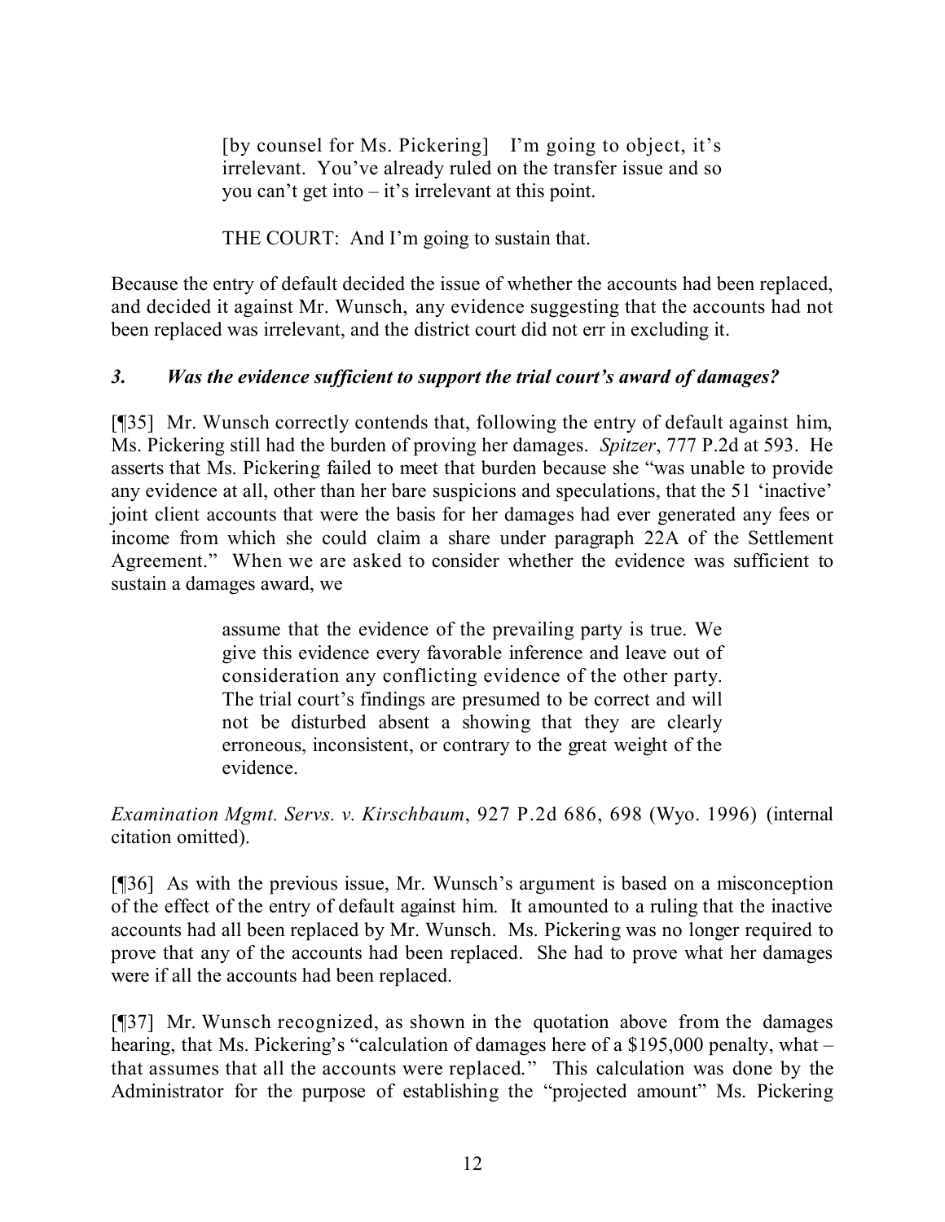> [by counsel for Ms. Pickering] I'm going to object, it's irrelevant. You've already ruled on the transfer issue and so you can't get into – it's irrelevant at this point.
>
> THE COURT: And I'm going to sustain that.

Because the entry of default decided the issue of whether the accounts had been replaced, and decided it against Mr. Wunsch, any evidence suggesting that the accounts had not been replaced was irrelevant, and the district court did not err in excluding it.

### *3. Was the evidence sufficient to support the trial court's award of damages?*

[¶35] Mr. Wunsch correctly contends that, following the entry of default against him, Ms. Pickering still had the burden of proving her damages. *Spitzer*, 777 P.2d at 593. He asserts that Ms. Pickering failed to meet that burden because she "was unable to provide any evidence at all, other than her bare suspicions and speculations, that the 51 'inactive' joint client accounts that were the basis for her damages had ever generated any fees or income from which she could claim a share under paragraph 22A of the Settlement Agreement." When we are asked to consider whether the evidence was sufficient to sustain a damages award, we

> assume that the evidence of the prevailing party is true. We give this evidence every favorable inference and leave out of consideration any conflicting evidence of the other party. The trial court's findings are presumed to be correct and will not be disturbed absent a showing that they are clearly erroneous, inconsistent, or contrary to the great weight of the evidence.

*Examination Mgmt. Servs. v. Kirschbaum*, 927 P.2d 686, 698 (Wyo. 1996) (internal citation omitted).

[¶36] As with the previous issue, Mr. Wunsch's argument is based on a misconception of the effect of the entry of default against him. It amounted to a ruling that the inactive accounts had all been replaced by Mr. Wunsch. Ms. Pickering was no longer required to prove that any of the accounts had been replaced. She had to prove what her damages were if all the accounts had been replaced.

[¶37] Mr. Wunsch recognized, as shown in the quotation above from the damages hearing, that Ms. Pickering's "calculation of damages here of a $195,000 penalty, what – that assumes that all the accounts were replaced." This calculation was done by the Administrator for the purpose of establishing the "projected amount" Ms. Pickering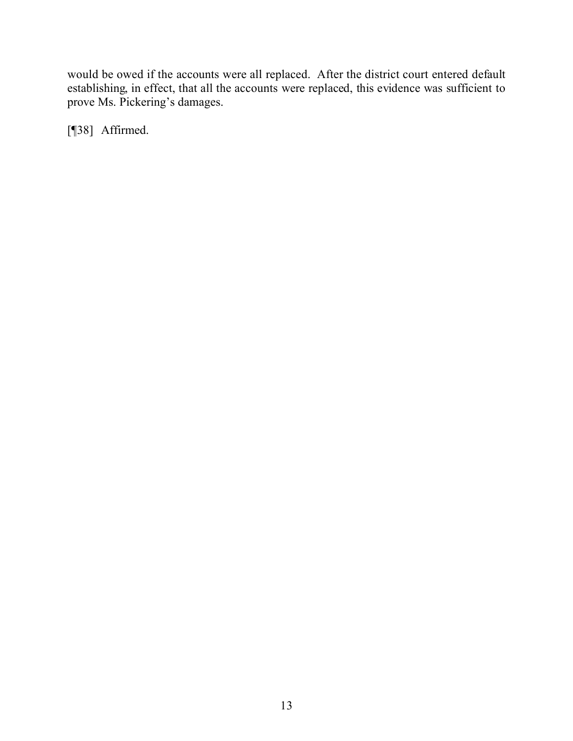would be owed if the accounts were all replaced. After the district court entered default establishing, in effect, that all the accounts were replaced, this evidence was sufficient to prove Ms. Pickering's damages.

[¶38] Affirmed.